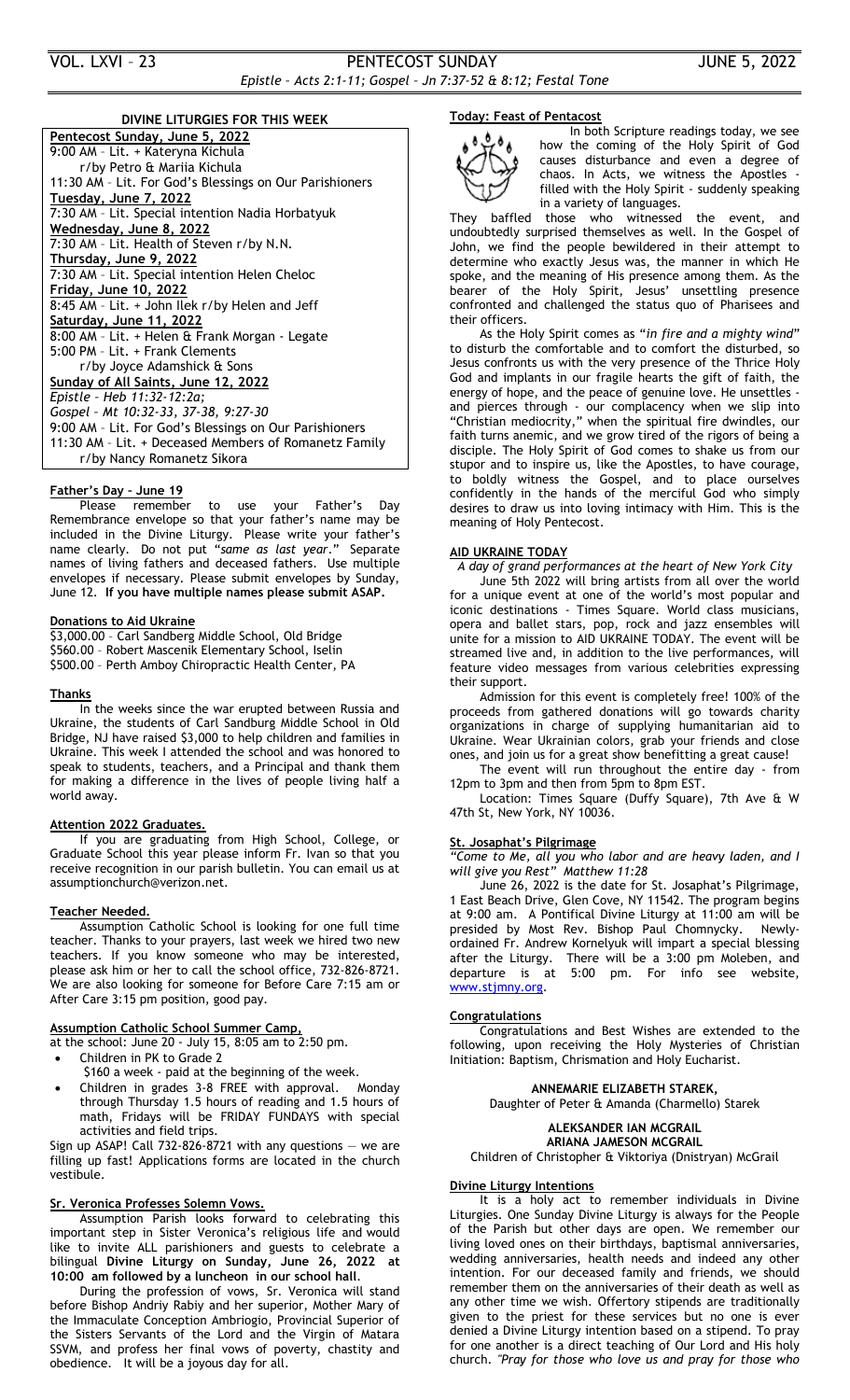VOL. LXVI – 23 PENTECOST SUNDAY JUNE 5, 2022

*Epistle – Acts 2:1-11; Gospel – Jn 7:37-52 & 8:12; Festal Tone*

## DIVINE LITURGIES FOR THIS WEEK

**Pentecost Sunday, June 5, 2022**
9:00 AM – Lit. + Kateryna Kichula
r/by Petro & Mariia Kichula
11:30 AM – Lit. For God's Blessings on Our Parishioners

**Tuesday, June 7, 2022**
7:30 AM – Lit. Special intention Nadia Horbatyuk

**Wednesday, June 8, 2022**
7:30 AM – Lit. Health of Steven r/by N.N.

**Thursday, June 9, 2022**
7:30 AM – Lit. Special intention Helen Cheloc

**Friday, June 10, 2022**
8:45 AM – Lit. + John Ilek r/by Helen and Jeff

**Saturday, June 11, 2022**
8:00 AM – Lit. + Helen & Frank Morgan - Legate
5:00 PM – Lit. + Frank Clements
r/by Joyce Adamshick & Sons

**Sunday of All Saints, June 12, 2022**
*Epistle – Heb 11:32-12:2a;*
*Gospel – Mt 10:32-33, 37-38, 9:27-30*
9:00 AM – Lit. For God's Blessings on Our Parishioners
11:30 AM – Lit. + Deceased Members of Romanetz Family
r/by Nancy Romanetz Sikora

### Father's Day - June 19

Please remember to use your Father's Day Remembrance envelope so that your father's name may be included in the Divine Liturgy. Please write your father's name clearly. Do not put "*same as last year*." Separate names of living fathers and deceased fathers. Use multiple envelopes if necessary. Please submit envelopes by Sunday, June 12. **If you have multiple names please submit ASAP.**

### Donations to Aid Ukraine

$3,000.00 – Carl Sandberg Middle School, Old Bridge
$560.00 – Robert Mascenik Elementary School, Iselin
$500.00 – Perth Amboy Chiropractic Health Center, PA

### Thanks

In the weeks since the war erupted between Russia and Ukraine, the students of Carl Sandburg Middle School in Old Bridge, NJ have raised $3,000 to help children and families in Ukraine. This week I attended the school and was honored to speak to students, teachers, and a Principal and thank them for making a difference in the lives of people living half a world away.

### Attention 2022 Graduates.

If you are graduating from High School, College, or Graduate School this year please inform Fr. Ivan so that you receive recognition in our parish bulletin. You can email us at assumptionchurch@verizon.net.

### Teacher Needed.

Assumption Catholic School is looking for one full time teacher. Thanks to your prayers, last week we hired two new teachers. If you know someone who may be interested, please ask him or her to call the school office, 732-826-8721. We are also looking for someone for Before Care 7:15 am or After Care 3:15 pm position, good pay.

### Assumption Catholic School Summer Camp,

at the school: June 20 - July 15, 8:05 am to 2:50 pm.

- Children in PK to Grade 2
  $160 a week - paid at the beginning of the week.
- Children in grades 3-8 FREE with approval. Monday through Thursday 1.5 hours of reading and 1.5 hours of math, Fridays will be FRIDAY FUNDAYS with special activities and field trips.

Sign up ASAP! Call 732-826-8721 with any questions — we are filling up fast! Applications forms are located in the church vestibule.

### Sr. Veronica Professes Solemn Vows.

Assumption Parish looks forward to celebrating this important step in Sister Veronica's religious life and would like to invite ALL parishioners and guests to celebrate a bilingual **Divine Liturgy on Sunday, June 26, 2022 at 10:00 am followed by a luncheon in our school hall**.

During the profession of vows, Sr. Veronica will stand before Bishop Andriy Rabiy and her superior, Mother Mary of the Immaculate Conception Ambriogio, Provincial Superior of the Sisters Servants of the Lord and the Virgin of Matara SSVM, and profess her final vows of poverty, chastity and obedience. It will be a joyous day for all.

### Today: Feast of Pentacost

In both Scripture readings today, we see how the coming of the Holy Spirit of God causes disturbance and even a degree of chaos. In Acts, we witness the Apostles - filled with the Holy Spirit - suddenly speaking in a variety of languages. They baffled those who witnessed the event, and undoubtedly surprised themselves as well. In the Gospel of John, we find the people bewildered in their attempt to determine who exactly Jesus was, the manner in which He spoke, and the meaning of His presence among them. As the bearer of the Holy Spirit, Jesus' unsettling presence confronted and challenged the status quo of Pharisees and their officers.

As the Holy Spirit comes as "*in fire and a mighty wind*" to disturb the comfortable and to comfort the disturbed, so Jesus confronts us with the very presence of the Thrice Holy God and implants in our fragile hearts the gift of faith, the energy of hope, and the peace of genuine love. He unsettles - and pierces through - our complacency when we slip into "Christian mediocrity," when the spiritual fire dwindles, our faith turns anemic, and we grow tired of the rigors of being a disciple. The Holy Spirit of God comes to shake us from our stupor and to inspire us, like the Apostles, to have courage, to boldly witness the Gospel, and to place ourselves confidently in the hands of the merciful God who simply desires to draw us into loving intimacy with Him. This is the meaning of Holy Pentecost.

### AID UKRAINE TODAY

*A day of grand performances at the heart of New York City*

June 5th 2022 will bring artists from all over the world for a unique event at one of the world's most popular and iconic destinations - Times Square. World class musicians, opera and ballet stars, pop, rock and jazz ensembles will unite for a mission to AID UKRAINE TODAY. The event will be streamed live and, in addition to the live performances, will feature video messages from various celebrities expressing their support.

Admission for this event is completely free! 100% of the proceeds from gathered donations will go towards charity organizations in charge of supplying humanitarian aid to Ukraine. Wear Ukrainian colors, grab your friends and close ones, and join us for a great show benefitting a great cause!

The event will run throughout the entire day - from 12pm to 3pm and then from 5pm to 8pm EST.

Location: Times Square (Duffy Square), 7th Ave & W 47th St, New York, NY 10036.

### St. Josaphat's Pilgrimage

*"Come to Me, all you who labor and are heavy laden, and I will give you Rest" Matthew 11:28*

June 26, 2022 is the date for St. Josaphat's Pilgrimage, 1 East Beach Drive, Glen Cove, NY 11542. The program begins at 9:00 am. A Pontifical Divine Liturgy at 11:00 am will be presided by Most Rev. Bishop Paul Chomnycky. Newly-ordained Fr. Andrew Kornelyuk will impart a special blessing after the Liturgy. There will be a 3:00 pm Moleben, and departure is at 5:00 pm. For info see website, www.stjmny.org.

### Congratulations

Congratulations and Best Wishes are extended to the following, upon receiving the Holy Mysteries of Christian Initiation: Baptism, Chrismation and Holy Eucharist.

**ANNEMARIE ELIZABETH STAREK,**
Daughter of Peter & Amanda (Charmello) Starek

**ALEKSANDER IAN MCGRAIL**
**ARIANA JAMESON MCGRAIL**
Children of Christopher & Viktoriya (Dnistryan) McGrail

### Divine Liturgy Intentions

It is a holy act to remember individuals in Divine Liturgies. One Sunday Divine Liturgy is always for the People of the Parish but other days are open. We remember our living loved ones on their birthdays, baptismal anniversaries, wedding anniversaries, health needs and indeed any other intention. For our deceased family and friends, we should remember them on the anniversaries of their death as well as any other time we wish. Offertory stipends are traditionally given to the priest for these services but no one is ever denied a Divine Liturgy intention based on a stipend. To pray for one another is a direct teaching of Our Lord and His holy church. *"Pray for those who love us and pray for those who*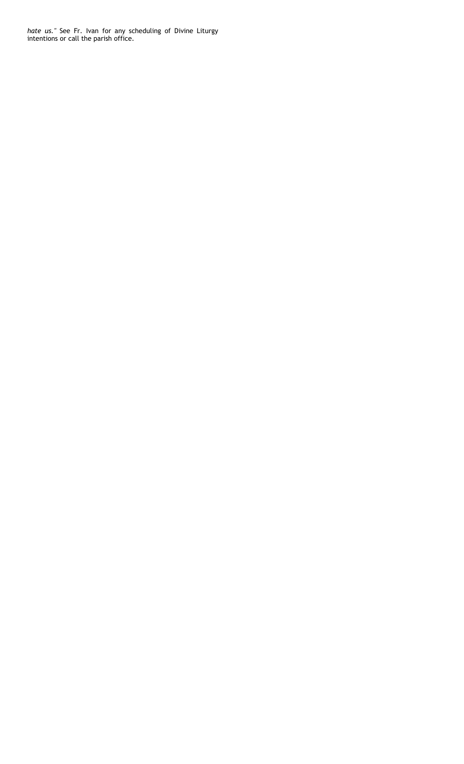*hate us."* See Fr. Ivan for any scheduling of Divine Liturgy intentions or call the parish office.